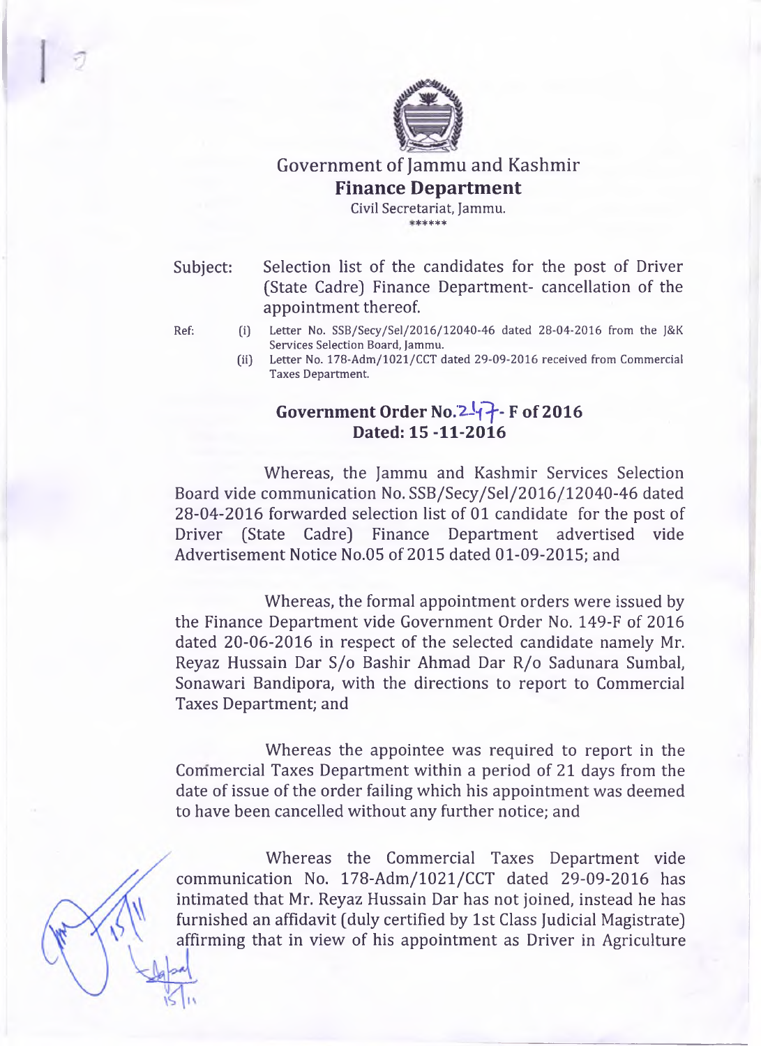# Government of Jammu and Kashmir

## Finance Department

Civil Secretariat, Jammu.

******

Subject: Selection list of the candidates for the post of Driver (State Cadre) Finance Department- cancellation of the appointment thereof.

Ref:
- (i) Letter No. SSB/Secy/Sel/2016/12040-46 dated 28-04-2016 from the J&K Services Selection Board, Jammu.
- (ii) Letter No. 178-Adm/1021/CCT dated 29-09-2016 received from Commercial Taxes Department.

**Government Order No.247- F of 2016**
**Dated: 15 -11-2016**

Whereas, the Jammu and Kashmir Services Selection Board vide communication No. SSB/Secy/Sel/2016/12040-46 dated 28-04-2016 forwarded selection list of 01 candidate for the post of Driver (State Cadre) Finance Department advertised vide Advertisement Notice No.05 of 2015 dated 01-09-2015; and

Whereas, the formal appointment orders were issued by the Finance Department vide Government Order No. 149-F of 2016 dated 20-06-2016 in respect of the selected candidate namely Mr. Reyaz Hussain Dar S/o Bashir Ahmad Dar R/o Sadunara Sumbal, Sonawari Bandipora, with the directions to report to Commercial Taxes Department; and

Whereas the appointee was required to report in the Commercial Taxes Department within a period of 21 days from the date of issue of the order failing which his appointment was deemed to have been cancelled without any further notice; and

Whereas the Commercial Taxes Department vide communication No. 178-Adm/1021/CCT dated 29-09-2016 has intimated that Mr. Reyaz Hussain Dar has not joined, instead he has furnished an affidavit (duly certified by 1st Class Judicial Magistrate) affirming that in view of his appointment as Driver in Agriculture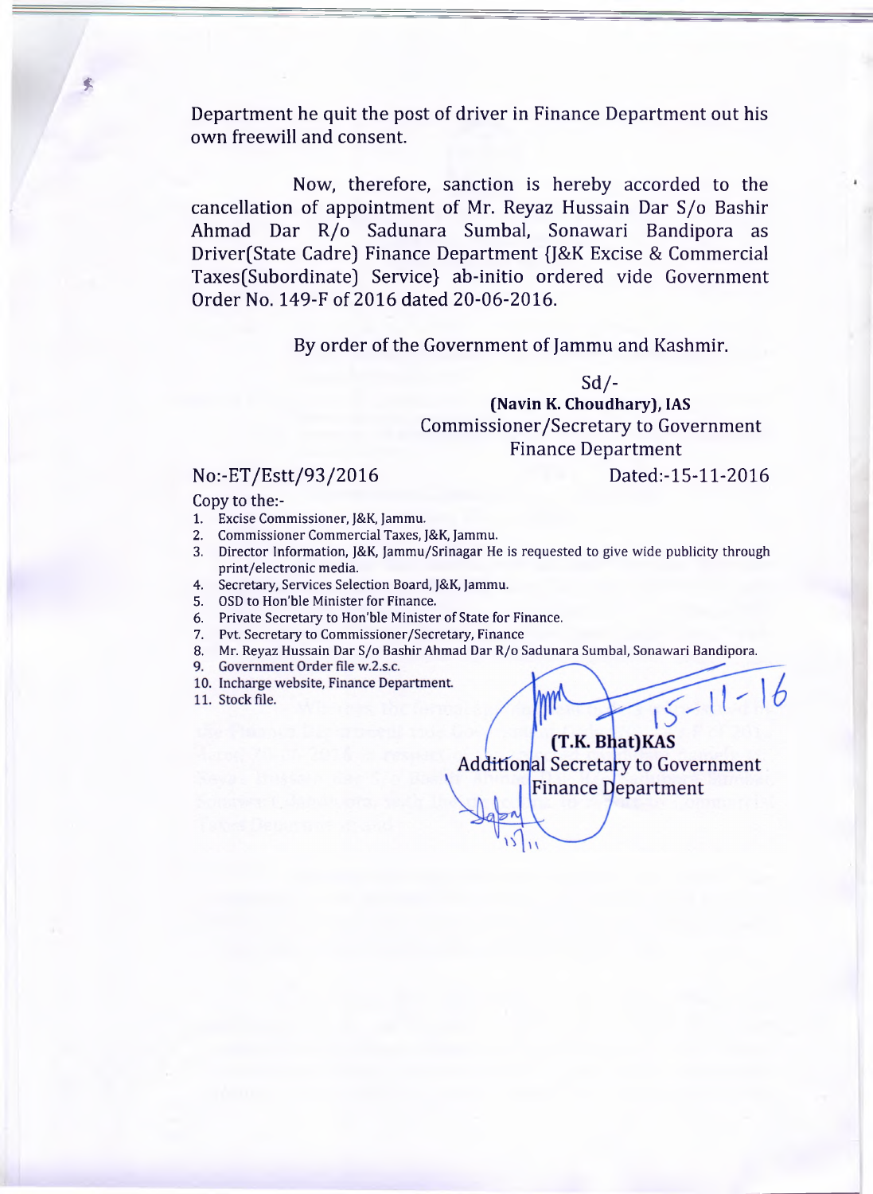Department he quit the post of driver in Finance Department out his own freewill and consent.

Now, therefore, sanction is hereby accorded to the cancellation of appointment of Mr. Reyaz Hussain Dar S/o Bashir Ahmad Dar R/o Sadunara Sumbal, Sonawari Bandipora as Driver(State Cadre) Finance Department {J&K Excise & Commercial Taxes(Subordinate) Service} ab-initio ordered vide Government Order No. 149-F of 2016 dated 20-06-2016.

By order of the Government of Jammu and Kashmir.

Sd/-
**(Navin K. Choudhary), IAS**
Commissioner/Secretary to Government
Finance Department

No:-ET/Estt/93/2016 Dated:-15-11-2016

Copy to the:-

1. Excise Commissioner, J&K, Jammu.
2. Commissioner Commercial Taxes, J&K, Jammu.
3. Director Information, J&K, Jammu/Srinagar He is requested to give wide publicity through print/electronic media.
4. Secretary, Services Selection Board, J&K, Jammu.
5. OSD to Hon'ble Minister for Finance.
6. Private Secretary to Hon'ble Minister of State for Finance.
7. Pvt. Secretary to Commissioner/Secretary, Finance
8. Mr. Reyaz Hussain Dar S/o Bashir Ahmad Dar R/o Sadunara Sumbal, Sonawari Bandipora.
9. Government Order file w.2.s.c.
10. Incharge website, Finance Department.
11. Stock file.

15-11-16

**(T.K. Bhat)KAS**
Additional Secretary to Government
Finance Department